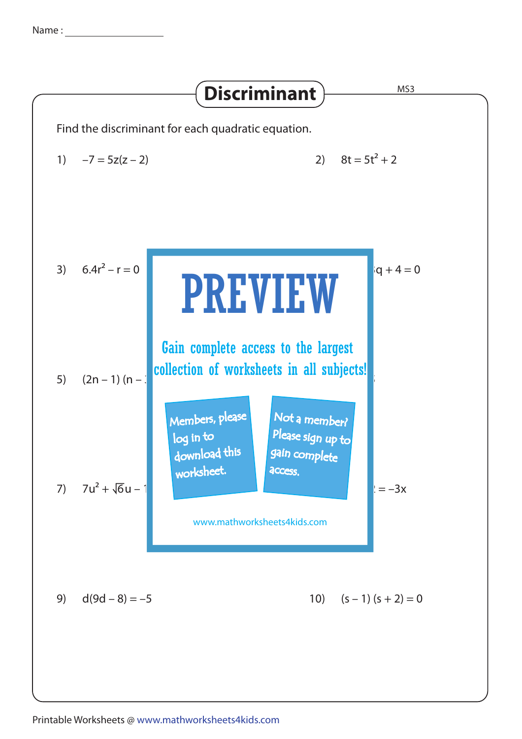Name : ___________________

# Discriminant

MS3

Find the discriminant for each quadratic equation.

1) $-7 = 5z(z - 2)$

2) $8t = 5t^2 + 2$

3) $6.4r^2 - r = 0$

4) $q + 4 = 0$

5) $(2n - 1)(n -$

7) $7u^2 + \sqrt{6}u -$

8) $= -3x$

# PREVIEW

Gain complete access to the largest collection of worksheets in all subjects!

Members, please log in to download this worksheet.

Not a member? Please sign up to gain complete access.

www.mathworksheets4kids.com

9) $d(9d - 8) = -5$

10) $(s - 1)(s + 2) = 0$

Printable Worksheets @ www.mathworksheets4kids.com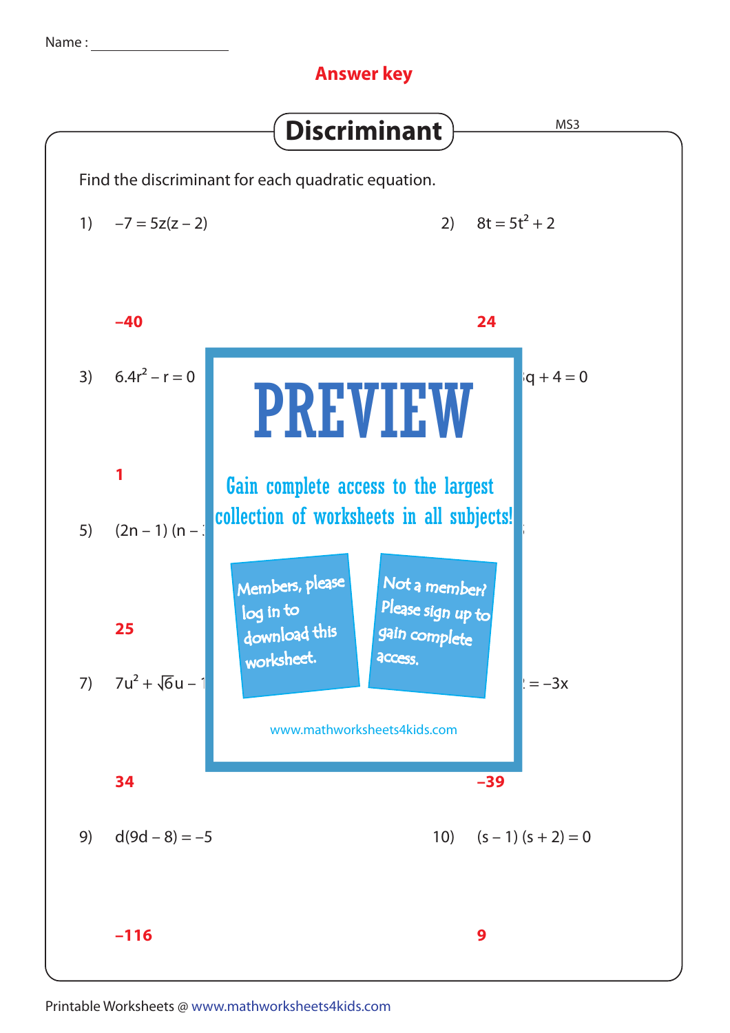Name : ___________________

**Answer key**

# Discriminant

MS3

Find the discriminant for each quadratic equation.

1) $-7 = 5z(z - 2)$

**$-40$**

2) $8t = 5t^2 + 2$

**$24$**

3) $6.4r^2 - r = 0$

**$1$**

q + 4 = 0

5) (2n – 1) (n – 

**$25$**

7) $7u^2 + \sqrt{6}u -$ 

**$34$**

= –3x

**$-39$**

PREVIEW

Gain complete access to the largest collection of worksheets in all subjects!

Members, please log in to download this worksheet.

Not a member? Please sign up to gain complete access.

www.mathworksheets4kids.com

9) $d(9d - 8) = -5$

**$-116$**

10) $(s - 1)(s + 2) = 0$

**$9$**

Printable Worksheets @ www.mathworksheets4kids.com